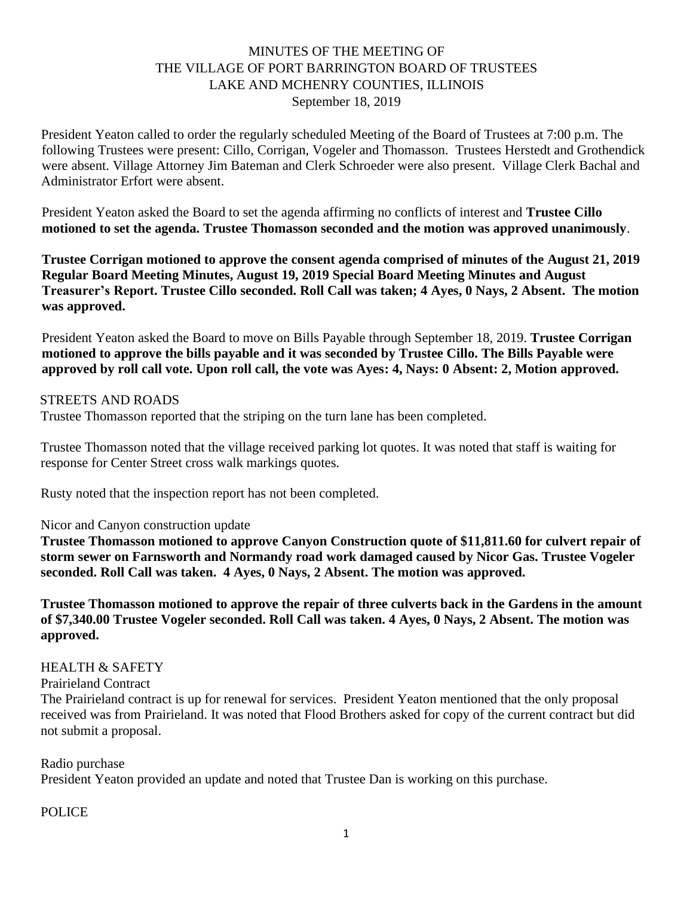MINUTES OF THE MEETING OF
THE VILLAGE OF PORT BARRINGTON BOARD OF TRUSTEES
LAKE AND MCHENRY COUNTIES, ILLINOIS
September 18, 2019

President Yeaton called to order the regularly scheduled Meeting of the Board of Trustees at 7:00 p.m. The following Trustees were present: Cillo, Corrigan, Vogeler and Thomasson. Trustees Herstedt and Grothendick were absent. Village Attorney Jim Bateman and Clerk Schroeder were also present. Village Clerk Bachal and Administrator Erfort were absent.

President Yeaton asked the Board to set the agenda affirming no conflicts of interest and **Trustee Cillo motioned to set the agenda. Trustee Thomasson seconded and the motion was approved unanimously**.

**Trustee Corrigan motioned to approve the consent agenda comprised of minutes of the August 21, 2019 Regular Board Meeting Minutes, August 19, 2019 Special Board Meeting Minutes and August Treasurer's Report. Trustee Cillo seconded. Roll Call was taken; 4 Ayes, 0 Nays, 2 Absent. The motion was approved.**

President Yeaton asked the Board to move on Bills Payable through September 18, 2019. **Trustee Corrigan motioned to approve the bills payable and it was seconded by Trustee Cillo. The Bills Payable were approved by roll call vote. Upon roll call, the vote was Ayes: 4, Nays: 0 Absent: 2, Motion approved.**

STREETS AND ROADS

Trustee Thomasson reported that the striping on the turn lane has been completed.

Trustee Thomasson noted that the village received parking lot quotes. It was noted that staff is waiting for response for Center Street cross walk markings quotes.

Rusty noted that the inspection report has not been completed.

Nicor and Canyon construction update

**Trustee Thomasson motioned to approve Canyon Construction quote of $11,811.60 for culvert repair of storm sewer on Farnsworth and Normandy road work damaged caused by Nicor Gas. Trustee Vogeler seconded. Roll Call was taken. 4 Ayes, 0 Nays, 2 Absent. The motion was approved.**

**Trustee Thomasson motioned to approve the repair of three culverts back in the Gardens in the amount of $7,340.00 Trustee Vogeler seconded. Roll Call was taken. 4 Ayes, 0 Nays, 2 Absent. The motion was approved.**

HEALTH & SAFETY

Prairieland Contract

The Prairieland contract is up for renewal for services. President Yeaton mentioned that the only proposal received was from Prairieland. It was noted that Flood Brothers asked for copy of the current contract but did not submit a proposal.

Radio purchase

President Yeaton provided an update and noted that Trustee Dan is working on this purchase.

POLICE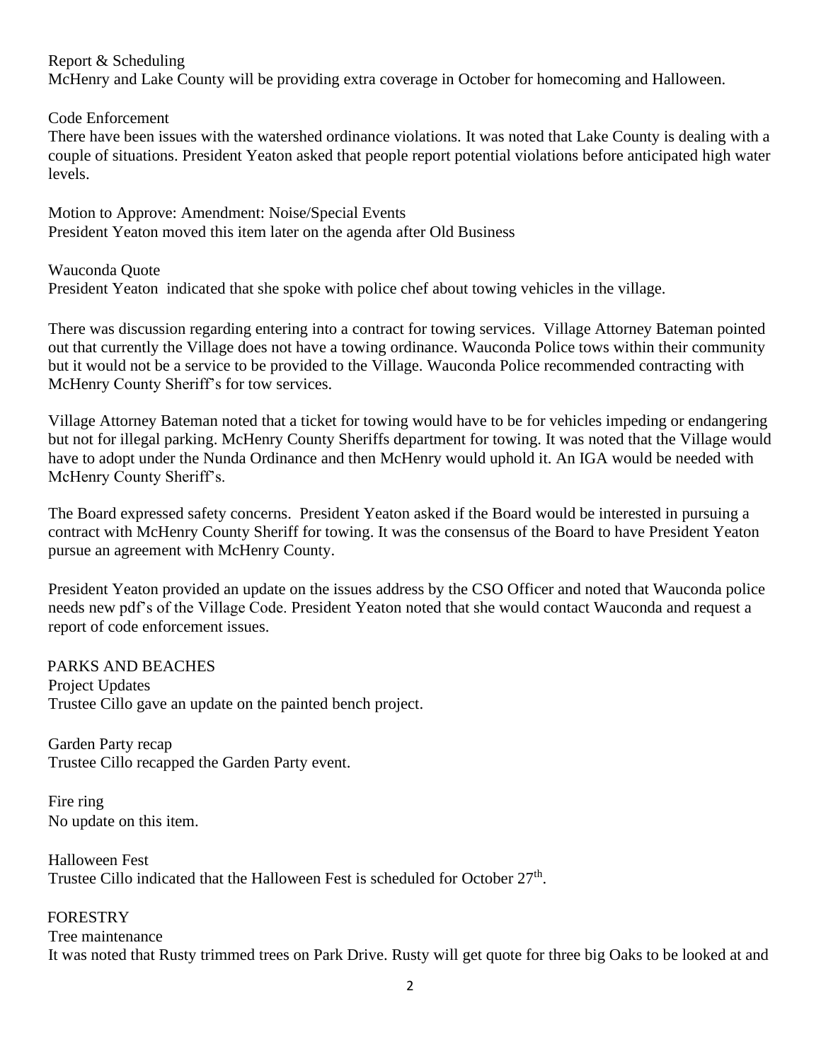Report & Scheduling
McHenry and Lake County will be providing extra coverage in October for homecoming and Halloween.

Code Enforcement
There have been issues with the watershed ordinance violations. It was noted that Lake County is dealing with a couple of situations. President Yeaton asked that people report potential violations before anticipated high water levels.

Motion to Approve: Amendment: Noise/Special Events
President Yeaton moved this item later on the agenda after Old Business

Wauconda Quote
President Yeaton indicated that she spoke with police chef about towing vehicles in the village.

There was discussion regarding entering into a contract for towing services. Village Attorney Bateman pointed out that currently the Village does not have a towing ordinance. Wauconda Police tows within their community but it would not be a service to be provided to the Village. Wauconda Police recommended contracting with McHenry County Sheriff's for tow services.

Village Attorney Bateman noted that a ticket for towing would have to be for vehicles impeding or endangering but not for illegal parking. McHenry County Sheriffs department for towing. It was noted that the Village would have to adopt under the Nunda Ordinance and then McHenry would uphold it. An IGA would be needed with McHenry County Sheriff's.

The Board expressed safety concerns. President Yeaton asked if the Board would be interested in pursuing a contract with McHenry County Sheriff for towing. It was the consensus of the Board to have President Yeaton pursue an agreement with McHenry County.

President Yeaton provided an update on the issues address by the CSO Officer and noted that Wauconda police needs new pdf's of the Village Code. President Yeaton noted that she would contact Wauconda and request a report of code enforcement issues.

PARKS AND BEACHES
Project Updates
Trustee Cillo gave an update on the painted bench project.

Garden Party recap
Trustee Cillo recapped the Garden Party event.

Fire ring
No update on this item.

Halloween Fest
Trustee Cillo indicated that the Halloween Fest is scheduled for October 27th.

FORESTRY
Tree maintenance
It was noted that Rusty trimmed trees on Park Drive. Rusty will get quote for three big Oaks to be looked at and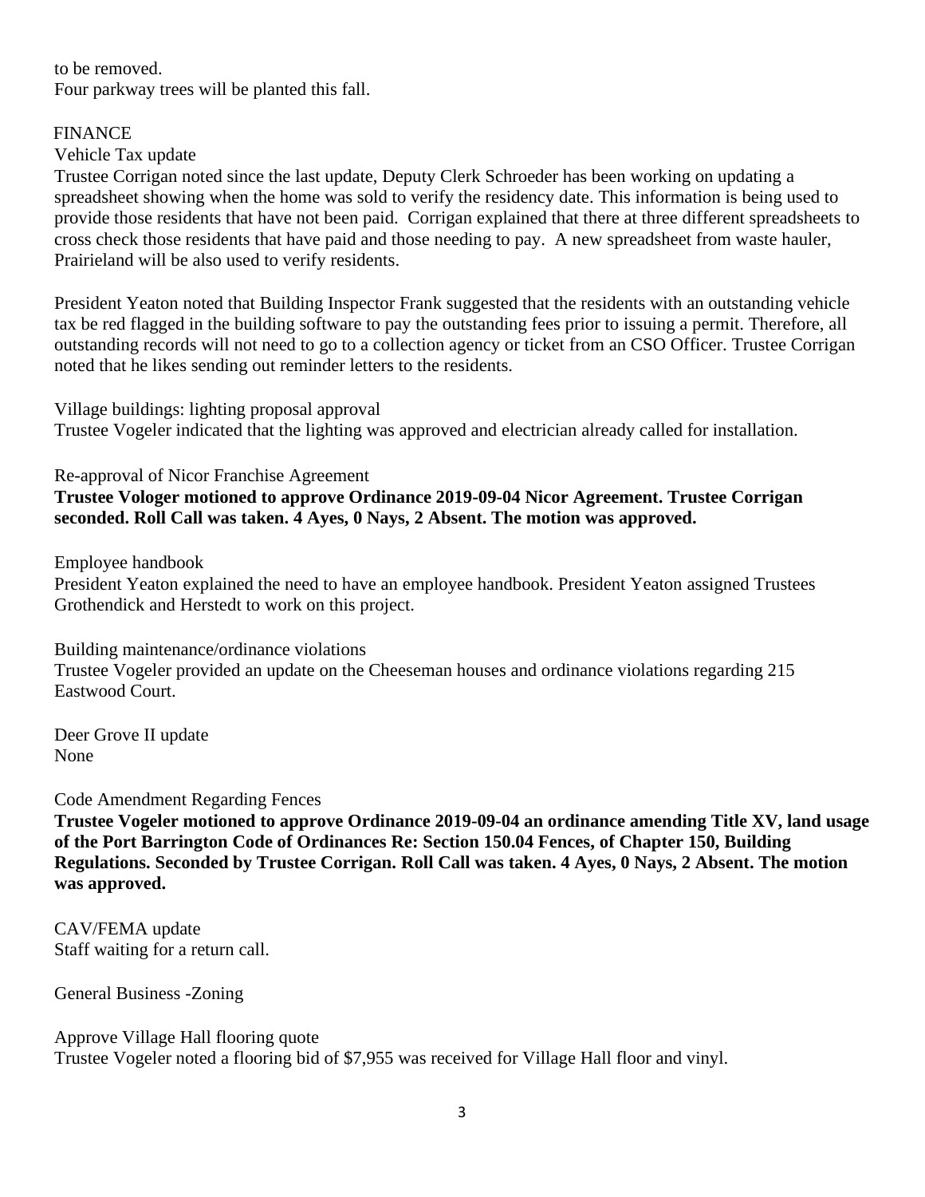to be removed.
Four parkway trees will be planted this fall.

FINANCE

Vehicle Tax update

Trustee Corrigan noted since the last update, Deputy Clerk Schroeder has been working on updating a spreadsheet showing when the home was sold to verify the residency date. This information is being used to provide those residents that have not been paid. Corrigan explained that there at three different spreadsheets to cross check those residents that have paid and those needing to pay. A new spreadsheet from waste hauler, Prairieland will be also used to verify residents.

President Yeaton noted that Building Inspector Frank suggested that the residents with an outstanding vehicle tax be red flagged in the building software to pay the outstanding fees prior to issuing a permit. Therefore, all outstanding records will not need to go to a collection agency or ticket from an CSO Officer. Trustee Corrigan noted that he likes sending out reminder letters to the residents.

Village buildings: lighting proposal approval

Trustee Vogeler indicated that the lighting was approved and electrician already called for installation.

Re-approval of Nicor Franchise Agreement

**Trustee Vologer motioned to approve Ordinance 2019-09-04 Nicor Agreement. Trustee Corrigan seconded. Roll Call was taken. 4 Ayes, 0 Nays, 2 Absent. The motion was approved.**

Employee handbook

President Yeaton explained the need to have an employee handbook. President Yeaton assigned Trustees Grothendick and Herstedt to work on this project.

Building maintenance/ordinance violations

Trustee Vogeler provided an update on the Cheeseman houses and ordinance violations regarding 215 Eastwood Court.

Deer Grove II update

None

Code Amendment Regarding Fences

**Trustee Vogeler motioned to approve Ordinance 2019-09-04 an ordinance amending Title XV, land usage of the Port Barrington Code of Ordinances Re: Section 150.04 Fences, of Chapter 150, Building Regulations. Seconded by Trustee Corrigan. Roll Call was taken. 4 Ayes, 0 Nays, 2 Absent. The motion was approved.**

CAV/FEMA update

Staff waiting for a return call.

General Business -Zoning

Approve Village Hall flooring quote

Trustee Vogeler noted a flooring bid of $7,955 was received for Village Hall floor and vinyl.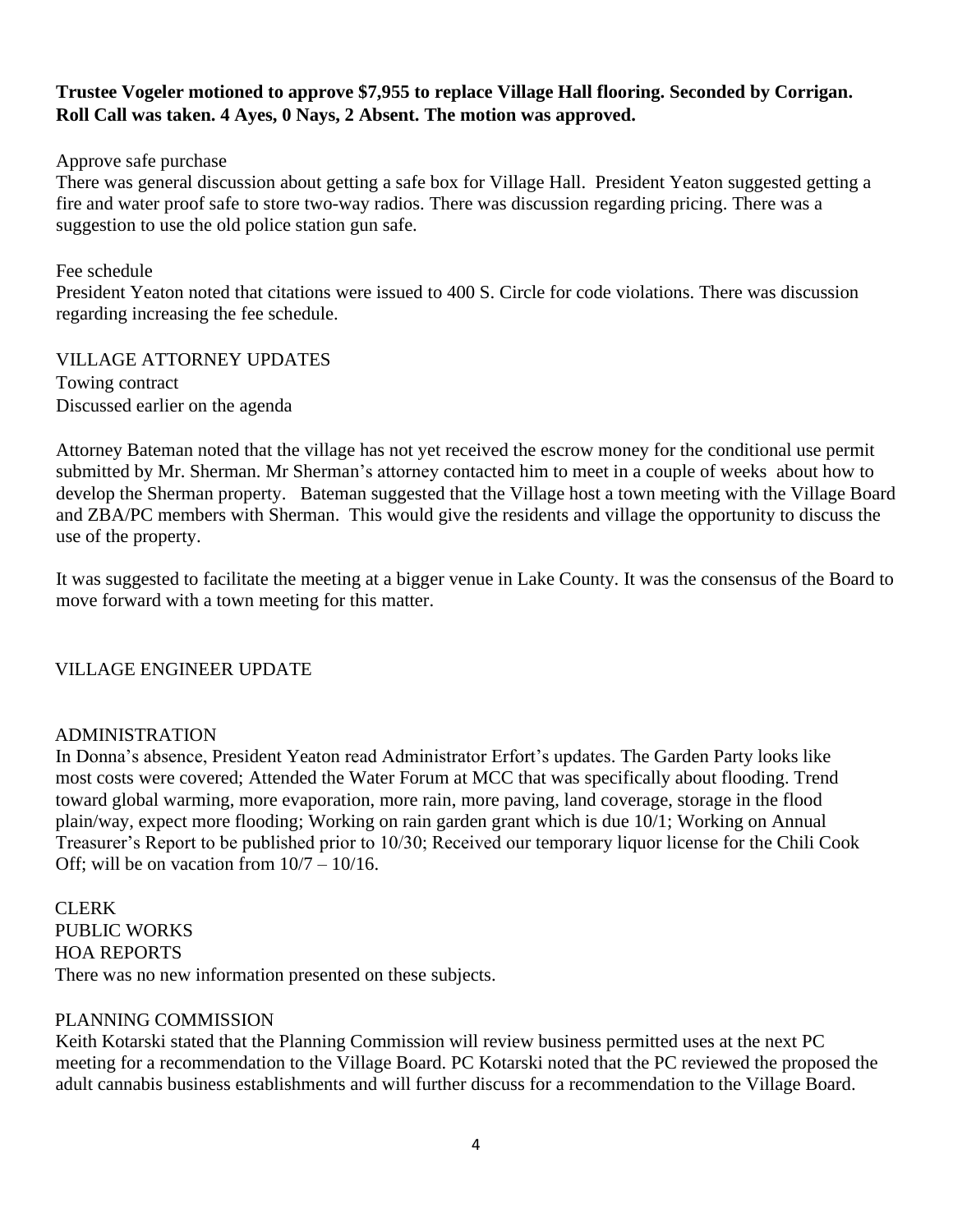**Trustee Vogeler motioned to approve $7,955 to replace Village Hall flooring. Seconded by Corrigan. Roll Call was taken. 4 Ayes, 0 Nays, 2 Absent. The motion was approved.**

Approve safe purchase

There was general discussion about getting a safe box for Village Hall. President Yeaton suggested getting a fire and water proof safe to store two-way radios. There was discussion regarding pricing. There was a suggestion to use the old police station gun safe.

Fee schedule

President Yeaton noted that citations were issued to 400 S. Circle for code violations. There was discussion regarding increasing the fee schedule.

VILLAGE ATTORNEY UPDATES

Towing contract

Discussed earlier on the agenda

Attorney Bateman noted that the village has not yet received the escrow money for the conditional use permit submitted by Mr. Sherman. Mr Sherman's attorney contacted him to meet in a couple of weeks about how to develop the Sherman property. Bateman suggested that the Village host a town meeting with the Village Board and ZBA/PC members with Sherman. This would give the residents and village the opportunity to discuss the use of the property.

It was suggested to facilitate the meeting at a bigger venue in Lake County. It was the consensus of the Board to move forward with a town meeting for this matter.

VILLAGE ENGINEER UPDATE

ADMINISTRATION

In Donna's absence, President Yeaton read Administrator Erfort's updates. The Garden Party looks like most costs were covered; Attended the Water Forum at MCC that was specifically about flooding. Trend toward global warming, more evaporation, more rain, more paving, land coverage, storage in the flood plain/way, expect more flooding; Working on rain garden grant which is due 10/1; Working on Annual Treasurer's Report to be published prior to 10/30; Received our temporary liquor license for the Chili Cook Off; will be on vacation from 10/7 – 10/16.

CLERK

PUBLIC WORKS

HOA REPORTS

There was no new information presented on these subjects.

PLANNING COMMISSION

Keith Kotarski stated that the Planning Commission will review business permitted uses at the next PC meeting for a recommendation to the Village Board. PC Kotarski noted that the PC reviewed the proposed the adult cannabis business establishments and will further discuss for a recommendation to the Village Board.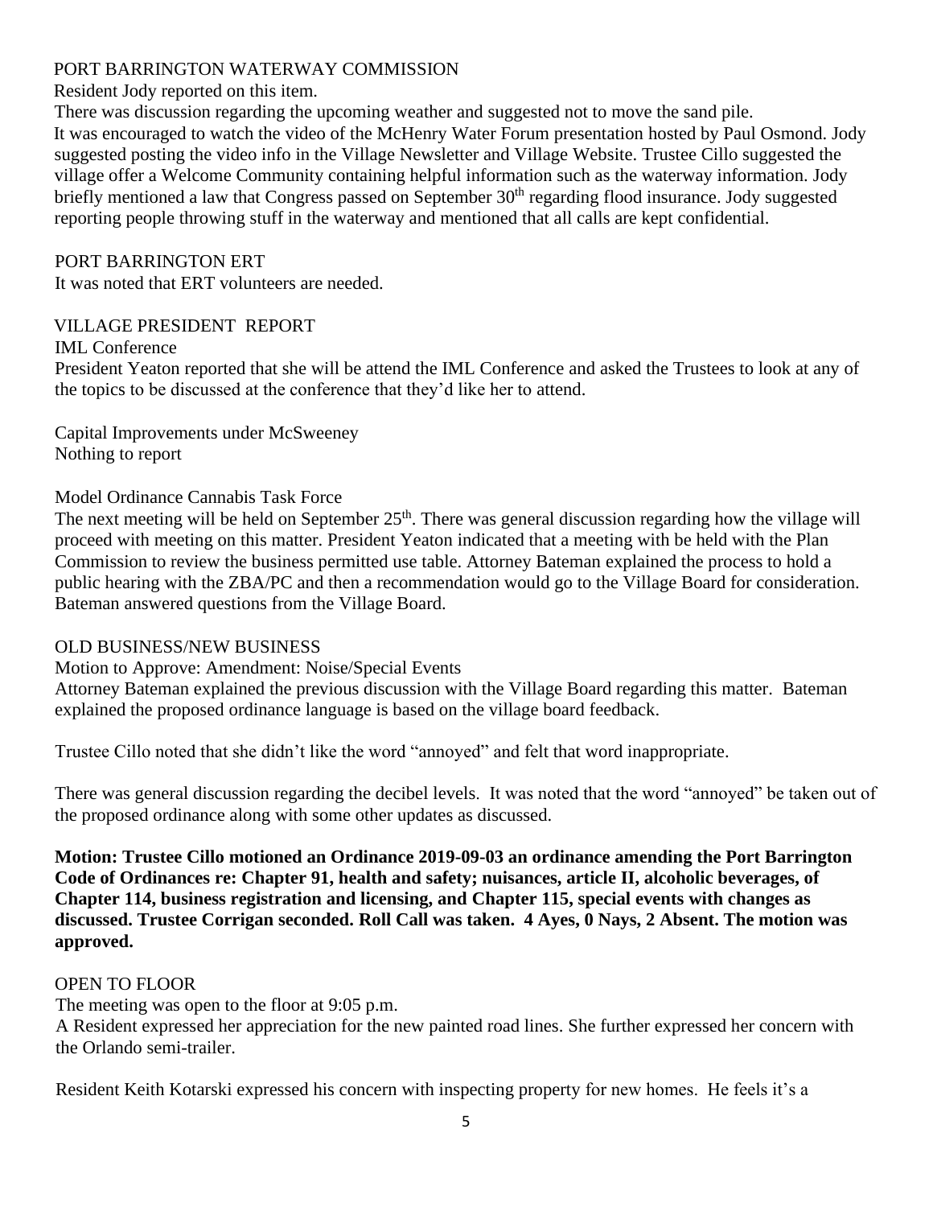PORT BARRINGTON WATERWAY COMMISSION

Resident Jody reported on this item.

There was discussion regarding the upcoming weather and suggested not to move the sand pile. It was encouraged to watch the video of the McHenry Water Forum presentation hosted by Paul Osmond. Jody suggested posting the video info in the Village Newsletter and Village Website. Trustee Cillo suggested the village offer a Welcome Community containing helpful information such as the waterway information. Jody briefly mentioned a law that Congress passed on September 30th regarding flood insurance. Jody suggested reporting people throwing stuff in the waterway and mentioned that all calls are kept confidential.

PORT BARRINGTON ERT

It was noted that ERT volunteers are needed.

VILLAGE PRESIDENT REPORT

IML Conference

President Yeaton reported that she will be attend the IML Conference and asked the Trustees to look at any of the topics to be discussed at the conference that they'd like her to attend.

Capital Improvements under McSweeney

Nothing to report

Model Ordinance Cannabis Task Force

The next meeting will be held on September 25th. There was general discussion regarding how the village will proceed with meeting on this matter. President Yeaton indicated that a meeting with be held with the Plan Commission to review the business permitted use table. Attorney Bateman explained the process to hold a public hearing with the ZBA/PC and then a recommendation would go to the Village Board for consideration. Bateman answered questions from the Village Board.

OLD BUSINESS/NEW BUSINESS

Motion to Approve: Amendment: Noise/Special Events

Attorney Bateman explained the previous discussion with the Village Board regarding this matter. Bateman explained the proposed ordinance language is based on the village board feedback.

Trustee Cillo noted that she didn't like the word "annoyed" and felt that word inappropriate.

There was general discussion regarding the decibel levels. It was noted that the word "annoyed" be taken out of the proposed ordinance along with some other updates as discussed.

**Motion: Trustee Cillo motioned an Ordinance 2019-09-03 an ordinance amending the Port Barrington Code of Ordinances re: Chapter 91, health and safety; nuisances, article II, alcoholic beverages, of Chapter 114, business registration and licensing, and Chapter 115, special events with changes as discussed. Trustee Corrigan seconded. Roll Call was taken. 4 Ayes, 0 Nays, 2 Absent. The motion was approved.**

OPEN TO FLOOR

The meeting was open to the floor at 9:05 p.m.

A Resident expressed her appreciation for the new painted road lines. She further expressed her concern with the Orlando semi-trailer.

Resident Keith Kotarski expressed his concern with inspecting property for new homes. He feels it's a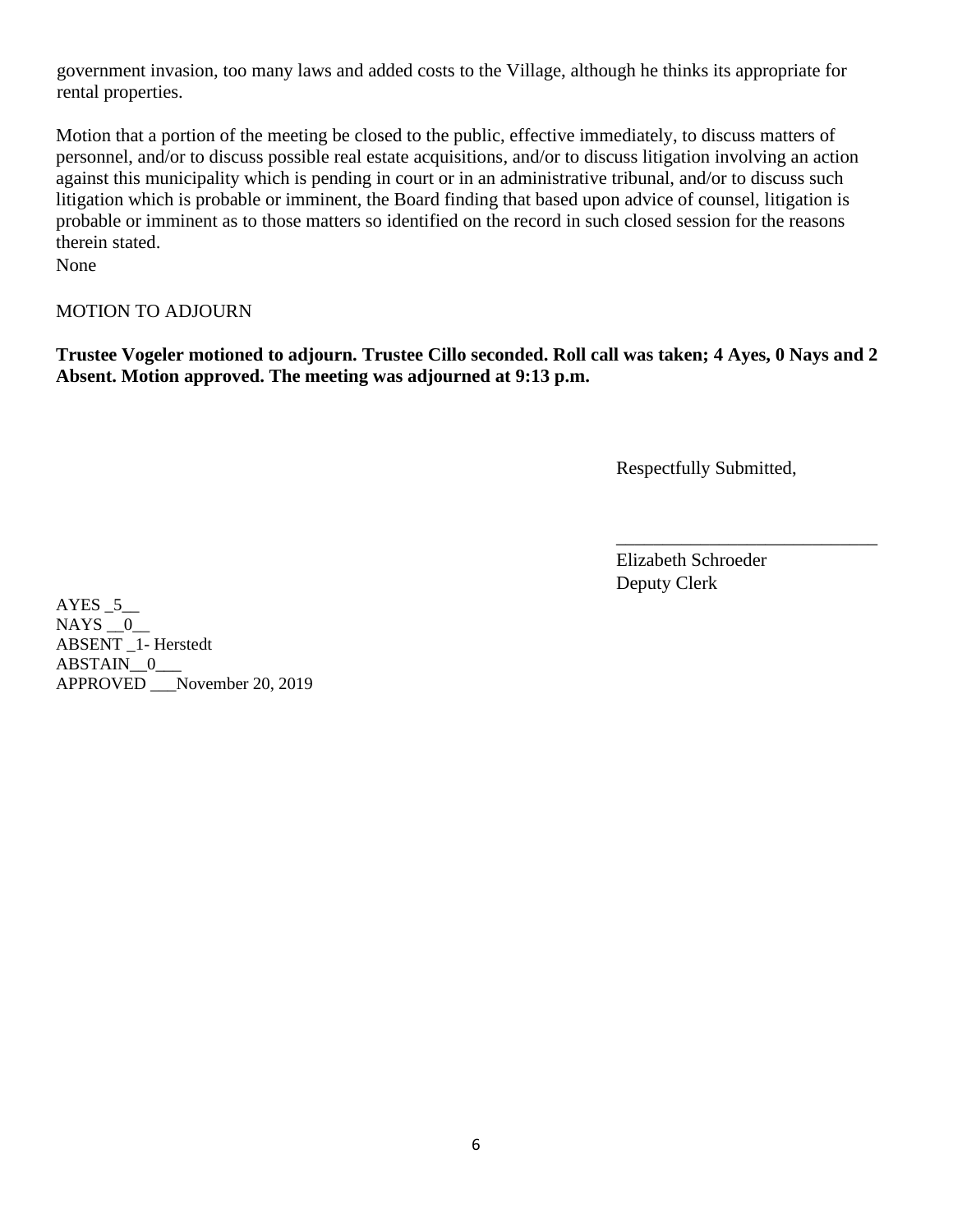government invasion, too many laws and added costs to the Village, although he thinks its appropriate for rental properties.

Motion that a portion of the meeting be closed to the public, effective immediately, to discuss matters of personnel, and/or to discuss possible real estate acquisitions, and/or to discuss litigation involving an action against this municipality which is pending in court or in an administrative tribunal, and/or to discuss such litigation which is probable or imminent, the Board finding that based upon advice of counsel, litigation is probable or imminent as to those matters so identified on the record in such closed session for the reasons therein stated.
None

MOTION TO ADJOURN

**Trustee Vogeler motioned to adjourn. Trustee Cillo seconded. Roll call was taken; 4 Ayes, 0 Nays and 2 Absent. Motion approved. The meeting was adjourned at 9:13 p.m.**

Respectfully Submitted,

_____________________________
Elizabeth Schroeder
Deputy Clerk

AYES _5__
NAYS __0__
ABSENT _1- Herstedt
ABSTAIN__0___
APPROVED ___November 20, 2019